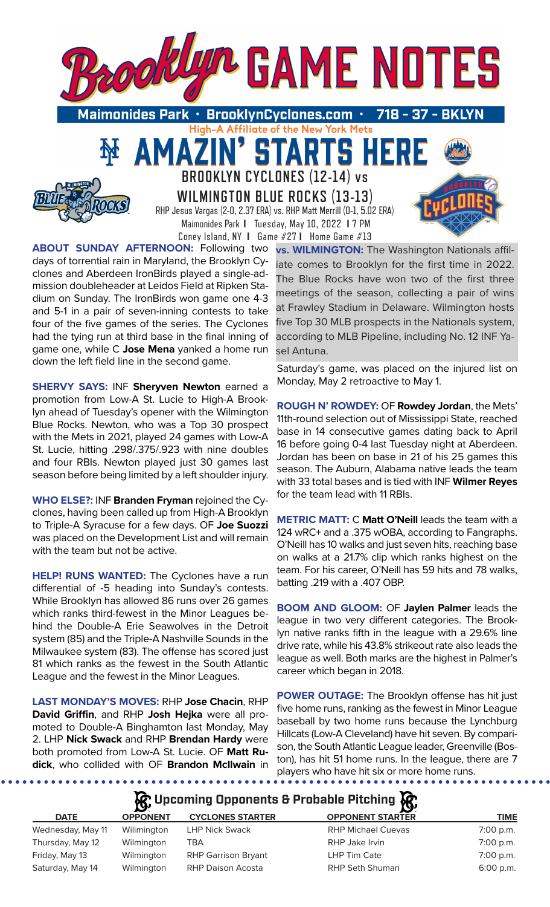# Brooklyn GAME NOTES

**Maimonides Park · BrooklynCyclones.com · 718 - 37 - BKLYN**

High-A Affiliate of the New York Mets

## AMAZIN' STARTS HERE

### BROOKLYN CYCLONES (12-14) vs WILMINGTON BLUE ROCKS (13-13)

RHP Jesus Vargas (2-0, 2.37 ERA) vs. RHP Matt Merrill (0-1, 5.02 ERA)

Maimonides Park | Tuesday, May 10, 2022 | 7 PM

Coney Island, NY | Game #27 | Home Game #13

**ABOUT SUNDAY AFTERNOON:** Following two days of torrential rain in Maryland, the Brooklyn Cyclones and Aberdeen IronBirds played a single-admission doubleheader at Leidos Field at Ripken Stadium on Sunday. The IronBirds won game one 4-3 and 5-1 in a pair of seven-inning contests to take four of the five games of the series. The Cyclones had the tying run at third base in the final inning of game one, while C **Jose Mena** yanked a home run down the left field line in the second game.

**SHERVY SAYS:** INF **Sheryven Newton** earned a promotion from Low-A St. Lucie to High-A Brooklyn ahead of Tuesday's opener with the Wilmington Blue Rocks. Newton, who was a Top 30 prospect with the Mets in 2021, played 24 games with Low-A St. Lucie, hitting .298/.375/.923 with nine doubles and four RBIs. Newton played just 30 games last season before being limited by a left shoulder injury.

**WHO ELSE?:** INF **Branden Fryman** rejoined the Cyclones, having been called up from High-A Brooklyn to Triple-A Syracuse for a few days. OF **Joe Suozzi** was placed on the Development List and will remain with the team but not be active.

**HELP! RUNS WANTED:** The Cyclones have a run differential of -5 heading into Sunday's contests. While Brooklyn has allowed 86 runs over 26 games which ranks third-fewest in the Minor Leagues behind the Double-A Erie Seawolves in the Detroit system (85) and the Triple-A Nashville Sounds in the Milwaukee system (83). The offense has scored just 81 which ranks as the fewest in the South Atlantic League and the fewest in the Minor Leagues.

**LAST MONDAY'S MOVES:** RHP **Jose Chacin**, RHP **David Griffin**, and RHP **Josh Hejka** were all promoted to Double-A Binghamton last Monday, May 2. LHP **Nick Swack** and RHP **Brendan Hardy** were both promoted from Low-A St. Lucie. OF **Matt Rudick**, who collided with OF **Brandon McIlwain** in Saturday's game, was placed on the injured list on Monday, May 2 retroactive to May 1.

**vs. WILMINGTON:** The Washington Nationals affiliate comes to Brooklyn for the first time in 2022. The Blue Rocks have won two of the first three meetings of the season, collecting a pair of wins at Frawley Stadium in Delaware. Wilmington hosts five Top 30 MLB prospects in the Nationals system, according to MLB Pipeline, including No. 12 INF Yasel Antuna.

**ROUGH N' ROWDEY:** OF **Rowdey Jordan**, the Mets' 11th-round selection out of Mississippi State, reached base in 14 consecutive games dating back to April 16 before going 0-4 last Tuesday night at Aberdeen. Jordan has been on base in 21 of his 25 games this season. The Auburn, Alabama native leads the team with 33 total bases and is tied with INF **Wilmer Reyes** for the team lead with 11 RBIs.

**METRIC MATT:** C **Matt O'Neill** leads the team with a 124 wRC+ and a .375 wOBA, according to Fangraphs. O'Neill has 10 walks and just seven hits, reaching base on walks at a 21.7% clip which ranks highest on the team. For his career, O'Neill has 59 hits and 78 walks, batting .219 with a .407 OBP.

**BOOM AND GLOOM:** OF **Jaylen Palmer** leads the league in two very different categories. The Brooklyn native ranks fifth in the league with a 29.6% line drive rate, while his 43.8% strikeout rate also leads the league as well. Both marks are the highest in Palmer's career which began in 2018.

**POWER OUTAGE:** The Brooklyn offense has hit just five home runs, ranking as the fewest in Minor League baseball by two home runs because the Lynchburg Hillcats (Low-A Cleveland) have hit seven. By comparison, the South Atlantic League leader, Greenville (Boston), has hit 51 home runs. In the league, there are 7 players who have hit six or more home runs.

## Upcoming Opponents & Probable Pitching

| DATE | OPPONENT | CYCLONES STARTER | OPPONENT STARTER | TIME |
|---|---|---|---|---|
| Wednesday, May 11 | Wilimington | LHP Nick Swack | RHP Michael Cuevas | 7:00 p.m. |
| Thursday, May 12 | Wilmington | TBA | RHP Jake Irvin | 7:00 p.m. |
| Friday, May 13 | Wilmington | RHP Garrison Bryant | LHP Tim Cate | 7:00 p.m. |
| Saturday, May 14 | Wilmington | RHP Daison Acosta | RHP Seth Shuman | 6:00 p.m. |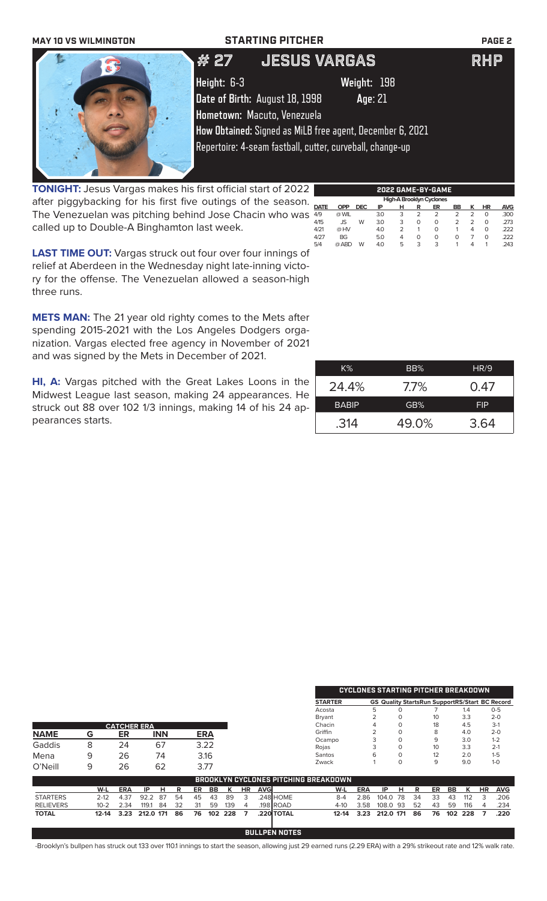MAY 10 VS WILMINGTON — STARTING PITCHER

# # 27 JESUS VARGAS — RHP

**Height:** 6-3 **Weight:** 198

**Date of Birth:** August 18, 1998 **Age:** 21

**Hometown:** Macuto, Venezuela

**How Obtained:** Signed as MiLB free agent, December 6, 2021

Repertoire: 4-seam fastball, cutter, curveball, change-up

**TONIGHT:** Jesus Vargas makes his first official start of 2022 after piggybacking for his first five outings of the season. The Venezuelan was pitching behind Jose Chacin who was called up to Double-A Binghamton last week.

**LAST TIME OUT:** Vargas struck out four over four innings of relief at Aberdeen in the Wednesday night late-inning victory for the offense. The Venezuelan allowed a season-high three runs.

**METS MAN:** The 21 year old righty comes to the Mets after spending 2015-2021 with the Los Angeles Dodgers organization. Vargas elected free agency in November of 2021 and was signed by the Mets in December of 2021.

**HI, A:** Vargas pitched with the Great Lakes Loons in the Midwest League last season, making 24 appearances. He struck out 88 over 102 1/3 innings, making 14 of his 24 appearances starts.

## 2022 GAME-BY-GAME

High-A Brooklyn Cyclones

| DATE | OPP | DEC | IP | H | R | ER | BB | K | HR | AVG |
|---|---|---|---|---|---|---|---|---|---|---|
| 4/9 | @ WIL | | 3.0 | 3 | 2 | 2 | 2 | 2 | 0 | .300 |
| 4/15 | JS | W | 3.0 | 3 | 0 | 0 | 2 | 2 | 0 | .273 |
| 4/21 | @ HV | | 4.0 | 2 | 1 | 0 | 1 | 4 | 0 | .222 |
| 4/27 | BG | | 5.0 | 4 | 0 | 0 | 0 | 7 | 0 | .222 |
| 5/4 | @ ABD | W | 4.0 | 5 | 3 | 3 | 1 | 4 | 1 | .243 |

| K% | BB% | HR/9 |
|---|---|---|
| 24.4% | 7.7% | 0.47 |
| **BABIP** | **GB%** | **FIP** |
| .314 | 49.0% | 3.64 |

## CATCHER ERA

| NAME | G | ER | INN | ERA |
|---|---|---|---|---|
| Gaddis | 8 | 24 | 67 | 3.22 |
| Mena | 9 | 26 | 74 | 3.16 |
| O'Neill | 9 | 26 | 62 | 3.77 |

## CYCLONES STARTING PITCHER BREAKDOWN

| STARTER | GS | Quality Starts | Run Support | RS/Start | BC Record |
|---|---|---|---|---|---|
| Acosta | 5 | 0 | 7 | 1.4 | 0-5 |
| Bryant | 2 | 0 | 10 | 3.3 | 2-0 |
| Chacin | 4 | 0 | 18 | 4.5 | 3-1 |
| Griffin | 2 | 0 | 8 | 4.0 | 2-0 |
| Ocampo | 3 | 0 | 9 | 3.0 | 1-2 |
| Rojas | 3 | 0 | 10 | 3.3 | 2-1 |
| Santos | 6 | 0 | 12 | 2.0 | 1-5 |
| Zwack | 1 | 0 | 9 | 9.0 | 1-0 |

## BROOKLYN CYCLONES PITCHING BREAKDOWN

| | W-L | ERA | IP | H | R | ER | BB | K | HR | AVG |
|---|---|---|---|---|---|---|---|---|---|---|
| STARTERS | 2-12 | 4.37 | 92.2 | 87 | 54 | 45 | 43 | 89 | 3 | .248 |
| RELIEVERS | 10-2 | 2.34 | 119.1 | 84 | 32 | 31 | 59 | 139 | 4 | .198 |
| **TOTAL** | **12-14** | **3.23** | **212.0** | **171** | **86** | **76** | **102** | **228** | **7** | **.220** |

| | W-L | ERA | IP | H | R | ER | BB | K | HR | AVG |
|---|---|---|---|---|---|---|---|---|---|---|
| HOME | 8-4 | 2.86 | 104.0 | 78 | 34 | 33 | 43 | 112 | 3 | .206 |
| ROAD | 4-10 | 3.58 | 108.0 | 93 | 52 | 43 | 59 | 116 | 4 | .234 |
| **TOTAL** | **12-14** | **3.23** | **212.0** | **171** | **86** | **76** | **102** | **228** | **7** | **.220** |

## BULLPEN NOTES

-Brooklyn's bullpen has struck out 133 over 110.1 innings to start the season, allowing just 29 earned runs (2.29 ERA) with a 29% strikeout rate and 12% walk rate.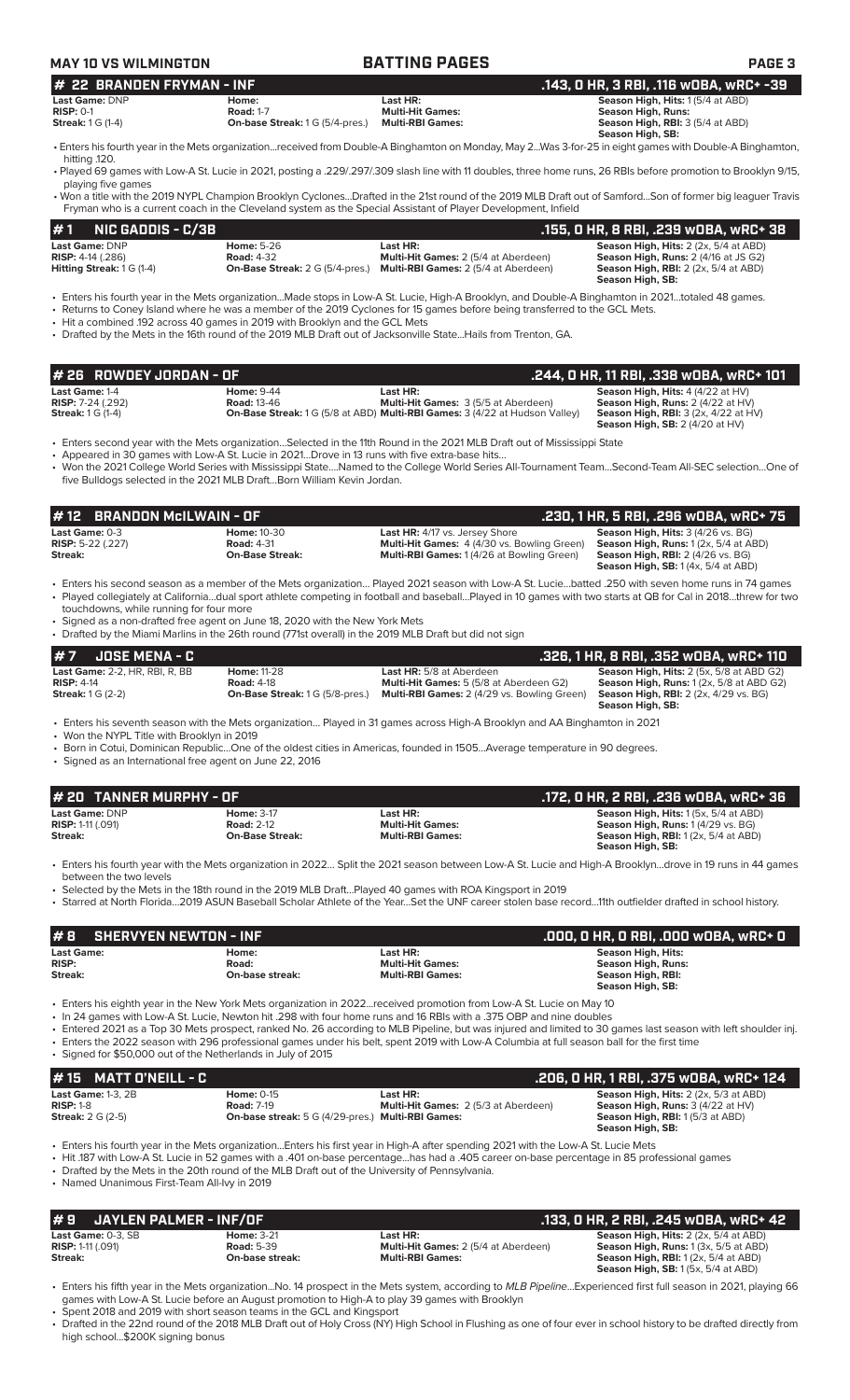**MAY 10 VS WILMINGTON** **BATTING PAGES**

## # 22 BRANDEN FRYMAN - INF — .143, 0 HR, 3 RBI, .116 wOBA, wRC+ -39

| | | | |
|---|---|---|---|
| **Last Game:** DNP | **Home:** | **Last HR:** | **Season High, Hits:** 1 (5/4 at ABD) |
| **RISP:** 0-1 | **Road:** 1-7 | **Multi-Hit Games:** | **Season High, Runs:** |
| **Streak:** 1 G (1-4) | **On-base Streak:** 1 G (5/4-pres.) | **Multi-RBI Games:** | **Season High, RBI:** 3 (5/4 at ABD) |
| | | | **Season High, SB:** |

- Enters his fourth year in the Mets organization...received from Double-A Binghamton on Monday, May 2...Was 3-for-25 in eight games with Double-A Binghamton, hitting .120.
- Played 69 games with Low-A St. Lucie in 2021, posting a .229/.297/.309 slash line with 11 doubles, three home runs, 26 RBIs before promotion to Brooklyn 9/15, playing five games
- Won a title with the 2019 NYPL Champion Brooklyn Cyclones...Drafted in the 21st round of the 2019 MLB Draft out of Samford...Son of former big leaguer Travis Fryman who is a current coach in the Cleveland system as the Special Assistant of Player Development, Infield

## # 1 NIC GADDIS - C/3B — .155, 0 HR, 8 RBI, .239 wOBA, wRC+ 38

| | | | |
|---|---|---|---|
| **Last Game:** DNP | **Home:** 5-26 | **Last HR:** | **Season High, Hits:** 2 (2x, 5/4 at ABD) |
| **RISP:** 4-14 (.286) | **Road:** 4-32 | **Multi-Hit Games:** 2 (5/4 at Aberdeen) | **Season High, Runs:** 2 (4/16 at JS G2) |
| **Hitting Streak:** 1 G (1-4) | **On-Base Streak:** 2 G (5/4-pres.) | **Multi-RBI Games:** 2 (5/4 at Aberdeen) | **Season High, RBI:** 2 (2x, 5/4 at ABD) |
| | | | **Season High, SB:** |

- Enters his fourth year in the Mets organization...Made stops in Low-A St. Lucie, High-A Brooklyn, and Double-A Binghamton in 2021...totaled 48 games.
- Returns to Coney Island where he was a member of the 2019 Cyclones for 15 games before being transferred to the GCL Mets.
- Hit a combined .192 across 40 games in 2019 with Brooklyn and the GCL Mets
- Drafted by the Mets in the 16th round of the 2019 MLB Draft out of Jacksonville State...Hails from Trenton, GA.

## # 26 ROWDEY JORDAN - OF — .244, 0 HR, 11 RBI, .338 wOBA, wRC+ 101

| | | | |
|---|---|---|---|
| **Last Game:** 1-4 | **Home:** 9-44 | **Last HR:** | **Season High, Hits:** 4 (4/22 at HV) |
| **RISP:** 7-24 (.292) | **Road:** 13-46 | **Multi-Hit Games:** 3 (5/5 at Aberdeen) | **Season High, Runs:** 2 (4/22 at HV) |
| **Streak:** 1 G (1-4) | **On-Base Streak:** 1 G (5/8 at ABD) | **Multi-RBI Games:** 3 (4/22 at Hudson Valley) | **Season High, RBI:** 3 (2x, 4/22 at HV) |
| | | | **Season High, SB:** 2 (4/20 at HV) |

- Enters second year with the Mets organization...Selected in the 11th Round in the 2021 MLB Draft out of Mississippi State
- Appeared in 30 games with Low-A St. Lucie in 2021...Drove in 13 runs with five extra-base hits...
- Won the 2021 College World Series with Mississippi State....Named to the College World Series All-Tournament Team...Second-Team All-SEC selection...One of five Bulldogs selected in the 2021 MLB Draft...Born William Kevin Jordan.

## # 12 BRANDON McILWAIN - OF — .230, 1 HR, 5 RBI, .296 wOBA, wRC+ 75

| | | | |
|---|---|---|---|
| **Last Game:** 0-3 | **Home:** 10-30 | **Last HR:** 4/17 vs. Jersey Shore | **Season High, Hits:** 3 (4/26 vs. BG) |
| **RISP:** 5-22 (.227) | **Road:** 4-31 | **Multi-Hit Games:** 4 (4/30 vs. Bowling Green) | **Season High, Runs:** 1 (2x, 5/4 at ABD) |
| **Streak:** | **On-Base Streak:** | **Multi-RBI Games:** 1 (4/26 at Bowling Green) | **Season High, RBI:** 2 (4/26 vs. BG) |
| | | | **Season High, SB:** 1 (4x, 5/4 at ABD) |

- Enters his second season as a member of the Mets organization... Played 2021 season with Low-A St. Lucie...batted .250 with seven home runs in 74 games
- Played collegiately at California...dual sport athlete competing in football and baseball...Played in 10 games with two starts at QB for Cal in 2018...threw for two touchdowns, while running for four more
- Signed as a non-drafted free agent on June 18, 2020 with the New York Mets
- Drafted by the Miami Marlins in the 26th round (771st overall) in the 2019 MLB Draft but did not sign

## # 7 JOSE MENA - C — .326, 1 HR, 8 RBI, .352 wOBA, wRC+ 110

| | | | |
|---|---|---|---|
| **Last Game:** 2-2, HR, RBI, R, BB | **Home:** 11-28 | **Last HR:** 5/8 at Aberdeen | **Season High, Hits:** 2 (5x, 5/8 at ABD G2) |
| **RISP:** 4-14 | **Road:** 4-18 | **Multi-Hit Games:** 5 (5/8 at Aberdeen G2) | **Season High, Runs:** 1 (2x, 5/8 at ABD G2) |
| **Streak:** 1 G (2-2) | **On-Base Streak:** 1 G (5/8-pres.) | **Multi-RBI Games:** 2 (4/29 vs. Bowling Green) | **Season High, RBI:** 2 (2x, 4/29 vs. BG) |
| | | | **Season High, SB:** |

- Enters his seventh season with the Mets organization... Played in 31 games across High-A Brooklyn and AA Binghamton in 2021
- Won the NYPL Title with Brooklyn in 2019
- Born in Cotui, Dominican Republic...One of the oldest cities in Americas, founded in 1505...Average temperature in 90 degrees.
- Signed as an International free agent on June 22, 2016

## # 20 TANNER MURPHY - OF — .172, 0 HR, 2 RBI, .236 wOBA, wRC+ 36

| | | | |
|---|---|---|---|
| **Last Game:** DNP | **Home:** 3-17 | **Last HR:** | **Season High, Hits:** 1 (5x, 5/4 at ABD) |
| **RISP:** 1-11 (.091) | **Road:** 2-12 | **Multi-Hit Games:** | **Season High, Runs:** 1 (4/29 vs. BG) |
| **Streak:** | **On-Base Streak:** | **Multi-RBI Games:** | **Season High, RBI:** 1 (2x, 5/4 at ABD) |
| | | | **Season High, SB:** |

- Enters his fourth year with the Mets organization in 2022... Split the 2021 season between Low-A St. Lucie and High-A Brooklyn...drove in 19 runs in 44 games between the two levels
- Selected by the Mets in the 18th round in the 2019 MLB Draft...Played 40 games with ROA Kingsport in 2019
- Starred at North Florida...2019 ASUN Baseball Scholar Athlete of the Year...Set the UNF career stolen base record...11th outfielder drafted in school history.

## # 8 SHERVYEN NEWTON - INF — .000, 0 HR, 0 RBI, .000 wOBA, wRC+ 0

| | | | |
|---|---|---|---|
| **Last Game:** | **Home:** | **Last HR:** | **Season High, Hits:** |
| **RISP:** | **Road:** | **Multi-Hit Games:** | **Season High, Runs:** |
| **Streak:** | **On-base streak:** | **Multi-RBI Games:** | **Season High, RBI:** |
| | | | **Season High, SB:** |

- Enters his eighth year in the New York Mets organization in 2022...received promotion from Low-A St. Lucie on May 10
- In 24 games with Low-A St. Lucie, Newton hit .298 with four home runs and 16 RBIs with a .375 OBP and nine doubles
- Entered 2021 as a Top 30 Mets prospect, ranked No. 26 according to MLB Pipeline, but was injured and limited to 30 games last season with left shoulder inj.
- Enters the 2022 season with 296 professional games under his belt, spent 2019 with Low-A Columbia at full season ball for the first time
- Signed for $50,000 out of the Netherlands in July of 2015

## # 15 MATT O'NEILL - C — .206, 0 HR, 1 RBI, .375 wOBA, wRC+ 124

| | | | |
|---|---|---|---|
| **Last Game:** 1-3, 2B | **Home:** 0-15 | **Last HR:** | **Season High, Hits:** 2 (2x, 5/3 at ABD) |
| **RISP:** 1-8 | **Road:** 7-19 | **Multi-Hit Games:** 2 (5/3 at Aberdeen) | **Season High, Runs:** 3 (4/22 at HV) |
| **Streak:** 2 G (2-5) | **On-base streak:** 5 G (4/29-pres.) | **Multi-RBI Games:** | **Season High, RBI:** 1 (5/3 at ABD) |
| | | | **Season High, SB:** |

- Enters his fourth year in the Mets organization...Enters his first year in High-A after spending 2021 with the Low-A St. Lucie Mets
- Hit .187 with Low-A St. Lucie in 52 games with a .401 on-base percentage...has had a .405 career on-base percentage in 85 professional games
- Drafted by the Mets in the 20th round of the MLB Draft out of the University of Pennsylvania.
- Named Unanimous First-Team All-Ivy in 2019

## # 9 JAYLEN PALMER - INF/OF — .133, 0 HR, 2 RBI, .245 wOBA, wRC+ 42

| | | | |
|---|---|---|---|
| **Last Game:** 0-3, SB | **Home:** 3-21 | **Last HR:** | **Season High, Hits:** 2 (2x, 5/4 at ABD) |
| **RISP:** 1-11 (.091) | **Road:** 5-39 | **Multi-Hit Games:** 2 (5/4 at Aberdeen) | **Season High, Runs:** 1 (3x, 5/5 at ABD) |
| **Streak:** | **On-base streak:** | **Multi-RBI Games:** | **Season High, RBI:** 1 (2x, 5/4 at ABD) |
| | | | **Season High, SB:** 1 (5x, 5/4 at ABD) |

- Enters his fifth year in the Mets organization...No. 14 prospect in the Mets system, according to *MLB Pipeline*...Experienced first full season in 2021, playing 66 games with Low-A St. Lucie before an August promotion to High-A to play 39 games with Brooklyn
- Spent 2018 and 2019 with short season teams in the GCL and Kingsport
- Drafted in the 22nd round of the 2018 MLB Draft out of Holy Cross (NY) High School in Flushing as one of four ever in school history to be drafted directly from high school...$200K signing bonus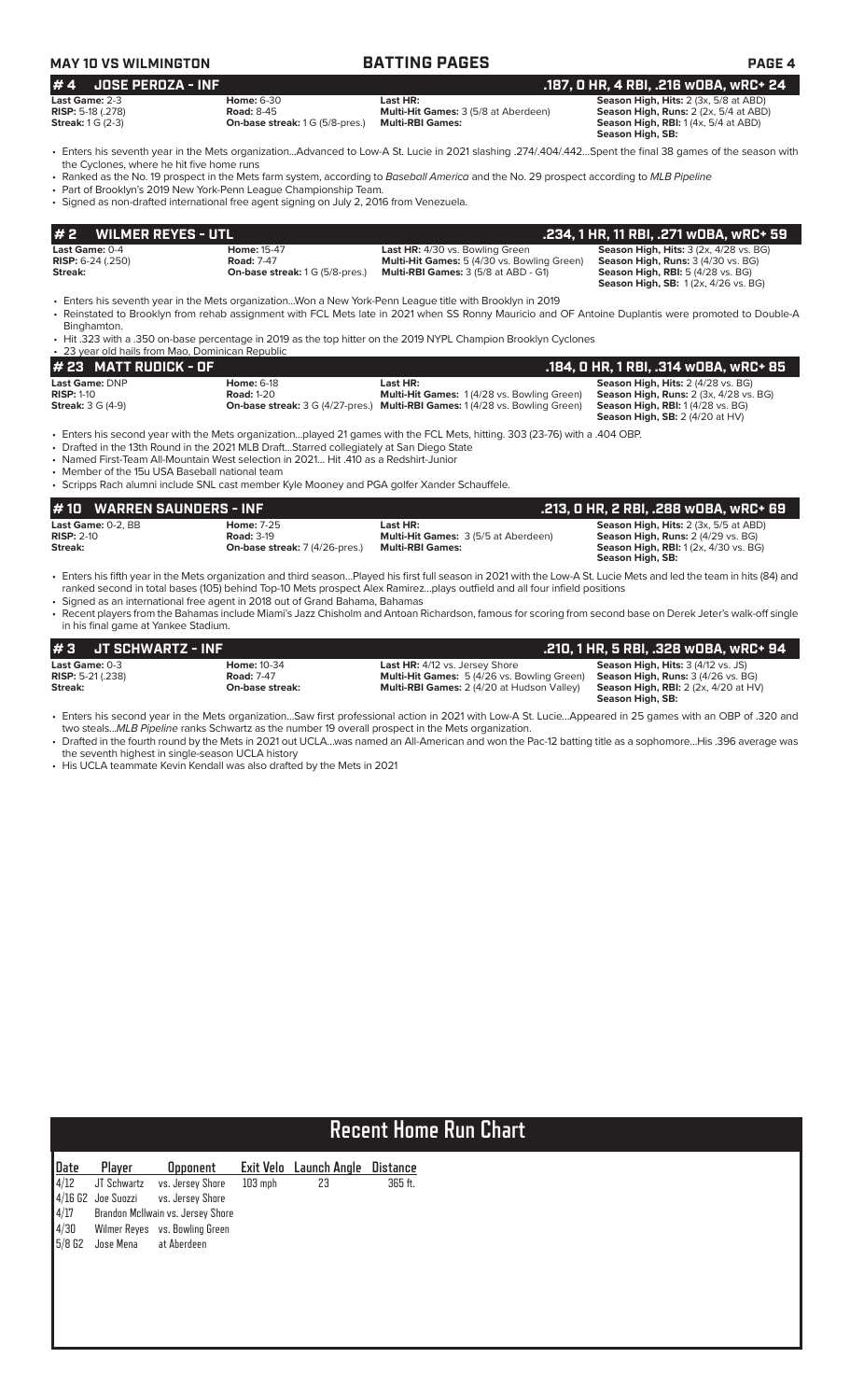**MAY 10 VS WILMINGTON** | **BATTING PAGES**

## # 4 JOSE PEROZA - INF — .187, 0 HR, 4 RBI, .216 wOBA, wRC+ 24

**Last Game:** 2-3
**RISP:** 5-18 (.278)
**Streak:** 1 G (2-3)

**Home:** 6-30
**Road:** 8-45
**On-base streak:** 1 G (5/8-pres.)

**Last HR:**
**Multi-Hit Games:** 3 (5/8 at Aberdeen)
**Multi-RBI Games:**

**Season High, Hits:** 2 (3x, 5/8 at ABD)
**Season High, Runs:** 2 (2x, 5/4 at ABD)
**Season High, RBI:** 1 (4x, 5/4 at ABD)
**Season High, SB:**

- Enters his seventh year in the Mets organization...Advanced to Low-A St. Lucie in 2021 slashing .274/.404/.442...Spent the final 38 games of the season with the Cyclones, where he hit five home runs
- Ranked as the No. 19 prospect in the Mets farm system, according to *Baseball America* and the No. 29 prospect according to *MLB Pipeline*
- Part of Brooklyn's 2019 New York-Penn League Championship Team.
- Signed as non-drafted international free agent signing on July 2, 2016 from Venezuela.

## # 2 WILMER REYES - UTL — .234, 1 HR, 11 RBI, .271 wOBA, wRC+ 59

**Last Game:** 0-4
**RISP:** 6-24 (.250)
**Streak:**

**Home:** 15-47
**Road:** 7-47
**On-base streak:** 1 G (5/8-pres.)

**Last HR:** 4/30 vs. Bowling Green
**Multi-Hit Games:** 5 (4/30 vs. Bowling Green)
**Multi-RBI Games:** 3 (5/8 at ABD - G1)

**Season High, Hits:** 3 (2x, 4/28 vs. BG)
**Season High, Runs:** 3 (4/30 vs. BG)
**Season High, RBI:** 5 (4/28 vs. BG)
**Season High, SB:** 1 (2x, 4/26 vs. BG)

- Enters his seventh year in the Mets organization...Won a New York-Penn League title with Brooklyn in 2019
- Reinstated to Brooklyn from rehab assignment with FCL Mets late in 2021 when SS Ronny Mauricio and OF Antoine Duplantis were promoted to Double-A Binghamton.
- Hit .323 with a .350 on-base percentage in 2019 as the top hitter on the 2019 NYPL Champion Brooklyn Cyclones
- 23 year old hails from Mao, Dominican Republic

## # 23 MATT RUDICK - OF — .184, 0 HR, 1 RBI, .314 wOBA, wRC+ 85

**Last Game:** DNP
**RISP:** 1-10
**Streak:** 3 G (4-9)

**Home:** 6-18
**Road:** 1-20
**On-base streak:** 3 G (4/27-pres.)

**Last HR:**
**Multi-Hit Games:** 1 (4/28 vs. Bowling Green)
**Multi-RBI Games:** 1 (4/28 vs. Bowling Green)

**Season High, Hits:** 2 (4/28 vs. BG)
**Season High, Runs:** 2 (3x, 4/28 vs. BG)
**Season High, RBI:** 1 (4/28 vs. BG)
**Season High, SB:** 2 (4/20 at HV)

- Enters his second year with the Mets organization...played 21 games with the FCL Mets, hitting. 303 (23-76) with a .404 OBP.
- Drafted in the 13th Round in the 2021 MLB Draft...Starred collegiately at San Diego State
- Named First-Team All-Mountain West selection in 2021... Hit .410 as a Redshirt-Junior
- Member of the 15u USA Baseball national team
- Scripps Rach alumni include SNL cast member Kyle Mooney and PGA golfer Xander Schauffele.

## # 10 WARREN SAUNDERS - INF — .213, 0 HR, 2 RBI, .288 wOBA, wRC+ 69

**Last Game:** 0-2, BB
**RISP:** 2-10
**Streak:**

**Home:** 7-25
**Road:** 3-19
**On-base streak:** 7 (4/26-pres.)

**Last HR:**
**Multi-Hit Games:** 3 (5/5 at Aberdeen)
**Multi-RBI Games:**

**Season High, Hits:** 2 (3x, 5/5 at ABD)
**Season High, Runs:** 2 (4/29 vs. BG)
**Season High, RBI:** 1 (2x, 4/30 vs. BG)
**Season High, SB:**

- Enters his fifth year in the Mets organization and third season...Played his first full season in 2021 with the Low-A St. Lucie Mets and led the team in hits (84) and ranked second in total bases (105) behind Top-10 Mets prospect Alex Ramirez...plays outfield and all four infield positions
- Signed as an international free agent in 2018 out of Grand Bahama, Bahamas
- Recent players from the Bahamas include Miami's Jazz Chisholm and Antoan Richardson, famous for scoring from second base on Derek Jeter's walk-off single in his final game at Yankee Stadium.

## # 3 JT SCHWARTZ - INF — .210, 1 HR, 5 RBI, .328 wOBA, wRC+ 94

**Last Game:** 0-3
**RISP:** 5-21 (.238)
**Streak:**

**Home:** 10-34
**Road:** 7-47
**On-base streak:**

**Last HR:** 4/12 vs. Jersey Shore
**Multi-Hit Games:** 5 (4/26 vs. Bowling Green)
**Multi-RBI Games:** 2 (4/20 at Hudson Valley)

**Season High, Hits:** 3 (4/12 vs. JS)
**Season High, Runs:** 3 (4/26 vs. BG)
**Season High, RBI:** 2 (2x, 4/20 at HV)
**Season High, SB:**

- Enters his second year in the Mets organization...Saw first professional action in 2021 with Low-A St. Lucie...Appeared in 25 games with an OBP of .320 and two steals...*MLB Pipeline* ranks Schwartz as the number 19 overall prospect in the Mets organization.
- Drafted in the fourth round by the Mets in 2021 out UCLA...was named an All-American and won the Pac-12 batting title as a sophomore...His .396 average was the seventh highest in single-season UCLA history
- His UCLA teammate Kevin Kendall was also drafted by the Mets in 2021

# Recent Home Run Chart

| Date | Player | Opponent | Exit Velo | Launch Angle | Distance |
|---|---|---|---|---|---|
| 4/12 | JT Schwartz | vs. Jersey Shore | 103 mph | 23 | 365 ft. |
| 4/16 G2 | Joe Suozzi | vs. Jersey Shore | | | |
| 4/17 | Brandon McIlwain | vs. Jersey Shore | | | |
| 4/30 | Wilmer Reyes | vs. Bowling Green | | | |
| 5/8 G2 | Jose Mena | at Aberdeen | | | |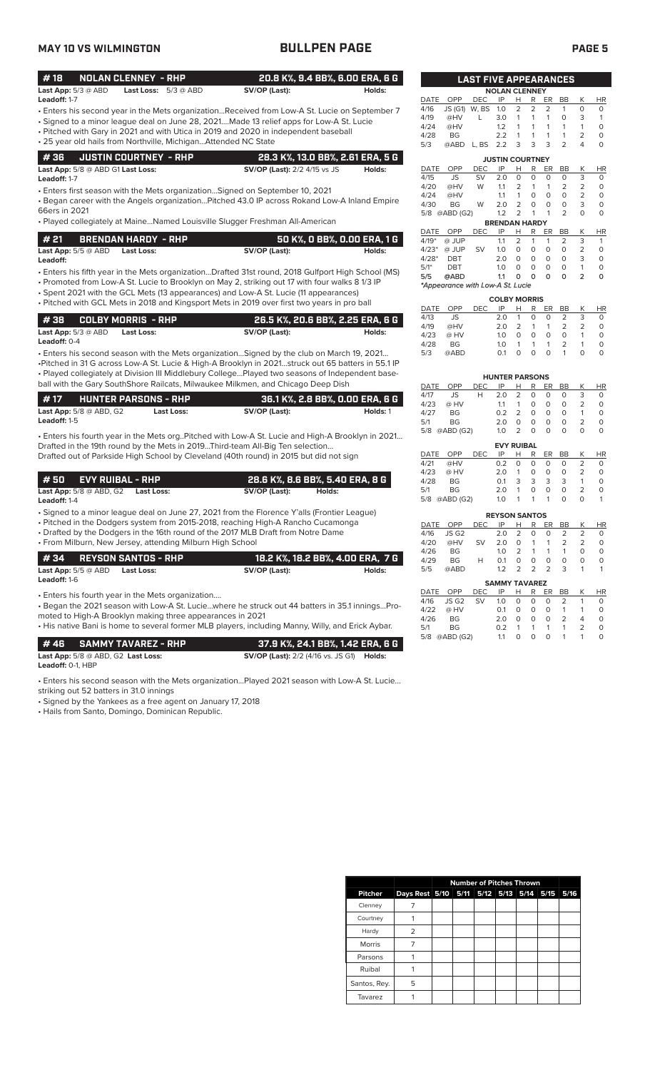# MAY 10 VS WILMINGTON

# BULLPEN PAGE

## # 18 NOLAN CLENNEY - RHP — 20.8 K%, 9.4 BB%, 6.00 ERA, 6 G

**Last App:** 5/3 @ ABD **Last Loss:** 5/3 @ ABD **SV/OP (Last):** **Holds:**
**Leadoff:** 1-7

- Enters his second year in the Mets organization...Received from Low-A St. Lucie on September 7
- Signed to a minor league deal on June 28, 2021....Made 13 relief apps for Low-A St. Lucie
- Pitched with Gary in 2021 and with Utica in 2019 and 2020 in independent baseball
- 25 year old hails from Northville, Michigan...Attended NC State

## # 36 JUSTIN COURTNEY - RHP — 28.3 K%, 13.0 BB%, 2.61 ERA, 5 G

**Last App:** 5/8 @ ABD G1 **Last Loss:** **SV/OP (Last):** 2/2 4/15 vs JS **Holds:**
**Leadoff:** 1-7

- Enters first season with the Mets organization...Signed on September 10, 2021
- Began career with the Angels organization...Pitched 43.0 IP across Rokand Low-A Inland Empire 66ers in 2021
- Played collegiately at Maine...Named Louisville Slugger Freshman All-American

## # 21 BRENDAN HARDY - RHP — 50 K%, 0 BB%, 0.00 ERA, 1 G

**Last App:** 5/5 @ ABD **Last Loss:** **SV/OP (Last):** **Holds:**
**Leadoff:**

- Enters his fifth year in the Mets organization...Drafted 31st round, 2018 Gulfport High School (MS)
- Promoted from Low-A St. Lucie to Brooklyn on May 2, striking out 17 with four walks 8 1/3 IP
- Spent 2021 with the GCL Mets (13 appearances) and Low-A St. Lucie (11 appearances)
- Pitched with GCL Mets in 2018 and Kingsport Mets in 2019 over first two years in pro ball

## # 38 COLBY MORRIS - RHP — 26.5 K%, 20.6 BB%, 2.25 ERA, 6 G

**Last App:** 5/3 @ ABD **Last Loss:** **SV/OP (Last):** **Holds:**
**Leadoff:** 0-4

- Enters his second season with the Mets organization...Signed by the club on March 19, 2021...
- Pitched in 31 G across Low-A St. Lucie & High-A Brooklyn in 2021...struck out 65 batters in 55.1 IP
- Played collegiately at Division III Middlebury College...Played two seasons of Independent baseball with the Gary SouthShore Railcats, Milwaukee Milkmen, and Chicago Deep Dish

## # 17 HUNTER PARSONS - RHP — 36.1 K%, 2.8 BB%, 0.00 ERA, 6 G

**Last App:** 5/8 @ ABD, G2 **Last Loss:** **SV/OP (Last):** **Holds:** 1
**Leadoff:** 1-5

- Enters his fourth year in the Mets org..Pitched with Low-A St. Lucie and High-A Brooklyn in 2021... Drafted in the 19th round by the Mets in 2019...Third-team All-Big Ten selection... Drafted out of Parkside High School by Cleveland (40th round) in 2015 but did not sign

## # 50 EVY RUIBAL - RHP — 28.6 K%, 8.6 BB%, 5.40 ERA, 8 G

**Last App:** 5/8 @ ABD, G2 **Last Loss:** **SV/OP (Last):** **Holds:**
**Leadoff:** 1-4

- Signed to a minor league deal on June 27, 2021 from the Florence Y'alls (Frontier League)
- Pitched in the Dodgers system from 2015-2018, reaching High-A Rancho Cucamonga
- Drafted by the Dodgers in the 16th round of the 2017 MLB Draft from Notre Dame
- From Milburn, New Jersey, attending Milburn High School

## # 34 REYSON SANTOS - RHP — 18.2 K%, 18.2 BB%, 4.00 ERA, 7 G

**Last App:** 5/5 @ ABD **Last Loss:** **SV/OP (Last):** **Holds:**
**Leadoff:** 1-6

- Enters his fourth year in the Mets organization....
- Began the 2021 season with Low-A St. Lucie...where he struck out 44 batters in 35.1 innings...Promoted to High-A Brooklyn making three appearances in 2021
- His native Bani is home to several former MLB players, including Manny, Willy, and Erick Aybar.

## # 46 SAMMY TAVAREZ - RHP — 37.9 K%, 24.1 BB%, 1.42 ERA, 6 G

**Last App:** 5/8 @ ABD, G2 **Last Loss:** **SV/OP (Last):** 2/2 (4/16 vs. JS G1) **Holds:**
**Leadoff:** 0-1, HBP

- Enters his second season with the Mets organization...Played 2021 season with Low-A St. Lucie... striking out 52 batters in 31.0 innings
- Signed by the Yankees as a free agent on January 17, 2018
- Hails from Santo, Domingo, Dominican Republic.

## LAST FIVE APPEARANCES

**NOLAN CLENNEY**

| DATE | OPP | DEC | IP | H | R | ER | BB | K | HR |
|---|---|---|---|---|---|---|---|---|---|
| 4/16 | JS (G1) | W, BS | 1.0 | 2 | 2 | 2 | 1 | 0 | 0 |
| 4/19 | @HV | L | 3.0 | 1 | 1 | 1 | 0 | 3 | 1 |
| 4/24 | @HV | | 1.2 | 1 | 1 | 1 | 1 | 1 | 0 |
| 4/28 | BG | | 2.2 | 1 | 1 | 1 | 1 | 2 | 0 |
| 5/3 | @ABD | L, BS | 2.2 | 3 | 3 | 3 | 2 | 4 | 0 |

**JUSTIN COURTNEY**

| DATE | OPP | DEC | IP | H | R | ER | BB | K | HR |
|---|---|---|---|---|---|---|---|---|---|
| 4/15 | JS | SV | 2.0 | 0 | 0 | 0 | 0 | 3 | 0 |
| 4/20 | @HV | W | 1.1 | 2 | 1 | 1 | 2 | 2 | 0 |
| 4/24 | @HV | | 1.1 | 1 | 0 | 0 | 0 | 2 | 0 |
| 4/30 | BG | W | 2.0 | 2 | 0 | 0 | 0 | 3 | 0 |
| 5/8 | @ABD (G2) | | 1.2 | 2 | 1 | 1 | 2 | 0 | 0 |

**BRENDAN HARDY**

| DATE | OPP | DEC | IP | H | R | ER | BB | K | HR |
|---|---|---|---|---|---|---|---|---|---|
| 4/19* | @ JUP | | 1.1 | 2 | 1 | 1 | 2 | 3 | 1 |
| 4/23* | @ JUP | SV | 1.0 | 0 | 0 | 0 | 0 | 2 | 0 |
| 4/28* | DBT | | 2.0 | 0 | 0 | 0 | 0 | 3 | 0 |
| 5/1* | DBT | | 1.0 | 0 | 0 | 0 | 0 | 1 | 0 |
| 5/5 | @ABD | | 1.1 | 0 | 0 | 0 | 0 | 2 | 0 |

*Appearance with Low-A St. Lucie

**COLBY MORRIS**

| DATE | OPP | DEC | IP | H | R | ER | BB | K | HR |
|---|---|---|---|---|---|---|---|---|---|
| 4/13 | JS | | 2.0 | 1 | 0 | 0 | 2 | 3 | 0 |
| 4/19 | @HV | | 2.0 | 2 | 1 | 1 | 2 | 2 | 0 |
| 4/23 | @ HV | | 1.0 | 0 | 0 | 0 | 0 | 1 | 0 |
| 4/28 | BG | | 1.0 | 1 | 1 | 1 | 2 | 1 | 0 |
| 5/3 | @ABD | | 0.1 | 0 | 0 | 0 | 1 | 0 | 0 |

**HUNTER PARSONS**

| DATE | OPP | DEC | IP | H | R | ER | BB | K | HR |
|---|---|---|---|---|---|---|---|---|---|
| 4/17 | JS | H | 2.0 | 2 | 0 | 0 | 0 | 3 | 0 |
| 4/23 | @ HV | | 1.1 | 1 | 0 | 0 | 0 | 2 | 0 |
| 4/27 | BG | | 0.2 | 2 | 0 | 0 | 0 | 1 | 0 |
| 5/1 | BG | | 2.0 | 0 | 0 | 0 | 0 | 2 | 0 |
| 5/8 | @ABD (G2) | | 1.0 | 2 | 0 | 0 | 0 | 0 | 0 |

**EVY RUIBAL**

| DATE | OPP | DEC | IP | H | R | ER | BB | K | HR |
|---|---|---|---|---|---|---|---|---|---|
| 4/21 | @HV | | 0.2 | 0 | 0 | 0 | 0 | 2 | 0 |
| 4/23 | @ HV | | 2.0 | 1 | 0 | 0 | 0 | 2 | 0 |
| 4/28 | BG | | 0.1 | 3 | 3 | 3 | 3 | 1 | 0 |
| 5/1 | BG | | 2.0 | 1 | 0 | 0 | 0 | 2 | 0 |
| 5/8 | @ABD (G2) | | 1.0 | 1 | 1 | 1 | 0 | 0 | 1 |

**REYSON SANTOS**

| DATE | OPP | DEC | IP | H | R | ER | BB | K | HR |
|---|---|---|---|---|---|---|---|---|---|
| 4/16 | JS G2 | | 2.0 | 2 | 0 | 0 | 2 | 2 | 0 |
| 4/20 | @HV | SV | 2.0 | 0 | 1 | 1 | 2 | 2 | 0 |
| 4/26 | BG | | 1.0 | 2 | 1 | 1 | 1 | 0 | 0 |
| 4/29 | BG | H | 0.1 | 0 | 0 | 0 | 0 | 0 | 0 |
| 5/5 | @ABD | | 1.2 | 2 | 2 | 2 | 3 | 1 | 1 |

**SAMMY TAVAREZ**

| DATE | OPP | DEC | IP | H | R | ER | BB | K | HR |
|---|---|---|---|---|---|---|---|---|---|
| 4/16 | JS G2 | SV | 1.0 | 0 | 0 | 0 | 2 | 1 | 0 |
| 4/22 | @ HV | | 0.1 | 0 | 0 | 0 | 1 | 1 | 0 |
| 4/26 | BG | | 2.0 | 0 | 0 | 0 | 2 | 4 | 0 |
| 5/1 | BG | | 0.2 | 1 | 1 | 1 | 1 | 2 | 0 |
| 5/8 | @ABD (G2) | | 1.1 | 0 | 0 | 0 | 1 | 1 | 0 |

| | | Number of Pitches Thrown | | | | | | |
|---|---|---|---|---|---|---|---|---|
| **Pitcher** | **Days Rest** | **5/10** | **5/11** | **5/12** | **5/13** | **5/14** | **5/15** | **5/16** |
| Clenney | 7 | | | | | | | |
| Courtney | 1 | | | | | | | |
| Hardy | 2 | | | | | | | |
| Morris | 7 | | | | | | | |
| Parsons | 1 | | | | | | | |
| Ruibal | 1 | | | | | | | |
| Santos, Rey. | 5 | | | | | | | |
| Tavarez | 1 | | | | | | | |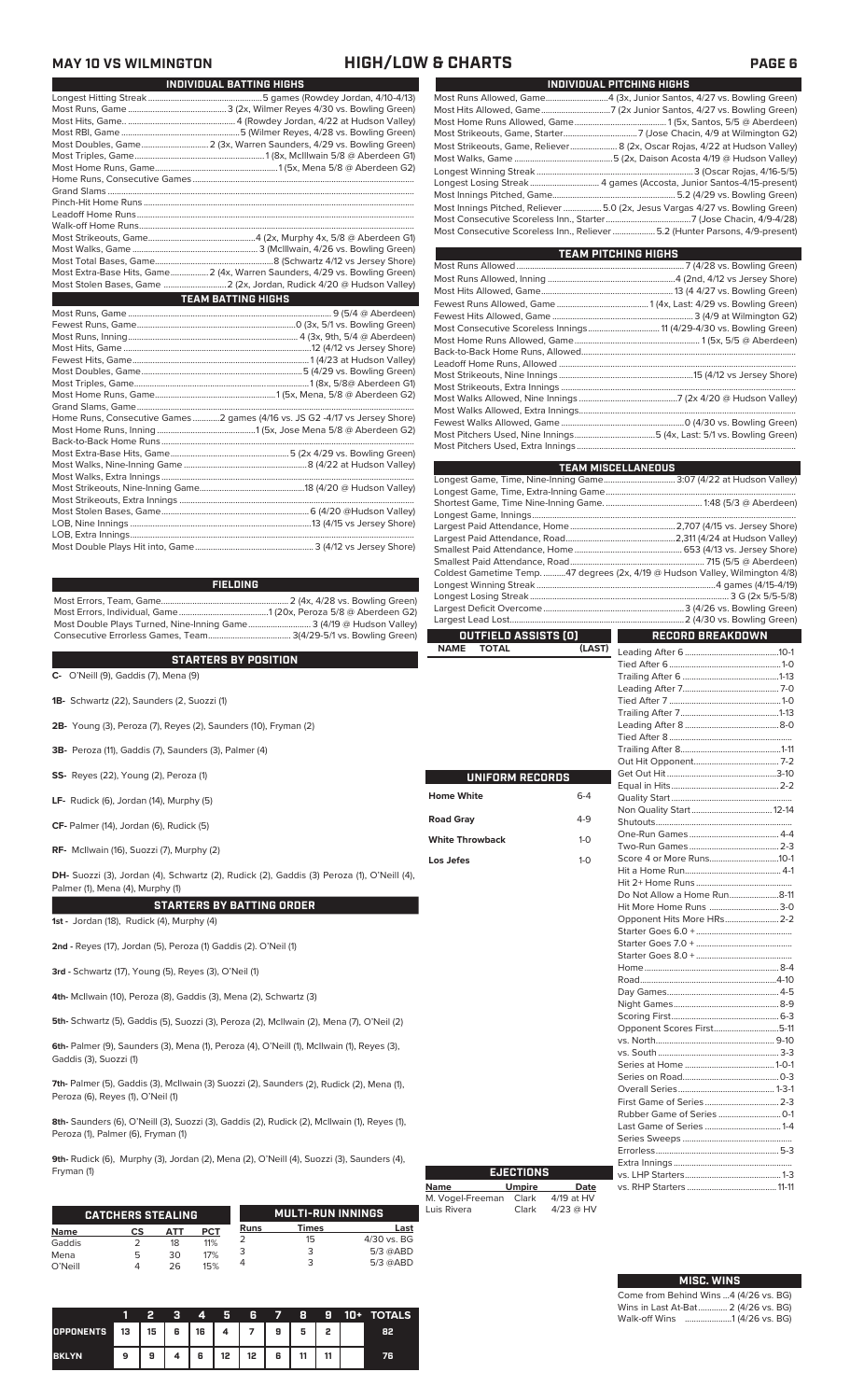# MAY 10 VS WILMINGTON — HIGH/LOW & CHARTS

## INDIVIDUAL BATTING HIGHS

| | |
|---|---|
| Longest Hitting Streak | 5 games (Rowdey Jordan, 4/10-4/13) |
| Most Runs, Game | 3 (2x, Wilmer Reyes 4/10 vs. Bowling Green) |
| Most Hits, Game. | 4 (Rowdey Jordan, 4/22 at Hudson Valley) |
| Most RBI, Game | 5 (Wilmer Reyes, 4/28 vs. Bowling Green) |
| Most Doubles, Game | 2 (3x, Warren Saunders, 4/29 vs. Bowling Green) |
| Most Triples, Game | 1 (8x, McIllwain 5/8 @ Aberdeen G1) |
| Most Home Runs, Game | 1 (5x, Mena 5/8 @ Aberdeen G2) |
| Home Runs, Consecutive Games | |
| Grand Slams | |
| Pinch-Hit Home Runs | |
| Leadoff Home Runs | |
| Walk-off Home Runs | |
| Most Strikeouts, Game | 4 (2x, Murphy 4x, 5/8 @ Aberdeen G1) |
| Most Walks, Game | 3 (McIllwain, 4/26 vs. Bowling Green) |
| Most Total Bases, Game | 8 (Schwartz 4/12 vs Jersey Shore) |
| Most Extra-Base Hits, Game | 2 (4x, Warren Saunders, 4/29 vs. Bowling Green) |
| Most Stolen Bases, Game | 2 (2x, Jordan, Rudick 4/20 @ Hudson Valley) |

## TEAM BATTING HIGHS

| | |
|---|---|
| Most Runs, Game | 9 (5/4 @ Aberdeen) |
| Fewest Runs, Game | 0 (3x, 5/1 vs. Bowling Green) |
| Most Runs, Inning | 4 (3x, 9th, 5/4 @ Aberdeen) |
| Most Hits, Game | 12 (4/12 vs Jersey Shore) |
| Fewest Hits, Game | 1 (4/23 at Hudson Valley) |
| Most Doubles, Game | 5 (4/29 vs. Bowling Green) |
| Most Triples, Game | 1 (8x, 5/8@ Aberdeen G1) |
| Most Home Runs, Game | 1 (5x, Mena, 5/8 @ Aberdeen G2) |
| Grand Slams, Game | |
| Home Runs, Consecutive Games | 2 games (4/16 vs. JS G2 -4/17 vs Jersey Shore) |
| Most Home Runs, Inning | 1 (5x, Jose Mena 5/8 @ Aberdeen G2) |
| Back-to-Back Home Runs | |
| Most Extra-Base Hits, Game | 5 (2x 4/29 vs. Bowling Green) |
| Most Walks, Nine-Inning Game | 8 (4/22 at Hudson Valley) |
| Most Walks, Extra Innings | |
| Most Strikeouts, Nine-Inning Game | 18 (4/20 @ Hudson Valley) |
| Most Strikeouts, Extra Innings | |
| Most Stolen Bases, Game | 6 (4/20 @Hudson Valley) |
| LOB, Nine Innings | 13 (4/15 vs Jersey Shore) |
| LOB, Extra Innings | |
| Most Double Plays Hit into, Game | 3 (4/12 vs Jersey Shore) |

## FIELDING

| | |
|---|---|
| Most Errors, Team, Game | 2 (4x, 4/28 vs. Bowling Green) |
| Most Errors, Individual, Game | 1 (20x, Peroza 5/8 @ Aberdeen G2) |
| Most Double Plays Turned, Nine-Inning Game | 3 (4/19@ Hudson Valley) |
| Consecutive Errorless Games, Team | 3(4/29-5/1 vs. Bowling Green) |

## STARTERS BY POSITION

**C-** O'Neill (9), Gaddis (7), Mena (9)

**1B-** Schwartz (22), Saunders (2), Suozzi (1)

**2B-** Young (3), Peroza (7), Reyes (2), Saunders (10), Fryman (2)

**3B-** Peroza (11), Gaddis (7), Saunders (3), Palmer (4)

**SS-** Reyes (22), Young (2), Peroza (1)

**LF-** Rudick (6), Jordan (14), Murphy (5)

**CF-** Palmer (14), Jordan (6), Rudick (5)

**RF-** McIlwain (16), Suozzi (7), Murphy (2)

**DH-** Suozzi (3), Jordan (4), Schwartz (2), Rudick (2), Gaddis (3) Peroza (1), O'Neill (4), Palmer (1), Mena (4), Murphy (1)

## STARTERS BY BATTING ORDER

**1st -** Jordan (18), Rudick (4), Murphy (4)

**2nd -** Reyes (17), Jordan (5), Peroza (1) Gaddis (2). O'Neil (1)

**3rd -** Schwartz (17), Young (5), Reyes (3), O'Neil (1)

**4th-** McIlwain (10), Peroza (8), Gaddis (3), Mena (2), Schwartz (3)

**5th-** Schwartz (5), Gaddis (5), Suozzi (3), Peroza (2), McIlwain (2), Mena (7), O'Neil (2)

**6th-** Palmer (9), Saunders (3), Mena (1), Peroza (4), O'Neill (1), McIlwain (1), Reyes (3), Gaddis (3), Suozzi (1)

**7th-** Palmer (5), Gaddis (3), McIlwain (3) Suozzi (2), Saunders (2), Rudick (2), Mena (1), Peroza (6), Reyes (1), O'Neil (1)

**8th-** Saunders (6), O'Neill (3), Suozzi (3), Gaddis (2), Rudick (2), McIlwain (2), Reyes (1), Peroza (1), Palmer (6), Fryman (1)

**9th-** Rudick (6), Murphy (3), Jordan (2), Mena (2), O'Neill (4), Suozzi (3), Saunders (4), Fryman (1)

## CATCHERS STEALING

| Name | CS | ATT | PCT |
|---|---|---|---|
| Gaddis | 2 | 18 | 11% |
| Mena | 5 | 30 | 17% |
| O'Neill | 4 | 26 | 15% |

## MULTI-RUN INNINGS

| Runs | Times | Last |
|---|---|---|
| 2 | 15 | 4/30 vs. BG |
| 3 | 3 | 5/3 @ABD |
| 4 | 3 | 5/3 @ABD |

| | 1 | 2 | 3 | 4 | 5 | 6 | 7 | 8 | 9 | 10+ | TOTALS |
|---|---|---|---|---|---|---|---|---|---|---|---|
| OPPONENTS | 13 | 15 | 6 | 16 | 4 | 7 | 9 | 5 | 2 | | 82 |
| BKLYN | 9 | 9 | 4 | 6 | 12 | 12 | 6 | 11 | 11 | | 76 |

## INDIVIDUAL PITCHING HIGHS

| | |
|---|---|
| Most Runs Allowed, Game | 4 (3x, Junior Santos, 4/27 vs. Bowling Green) |
| Most Hits Allowed, Game | 7 (2x Junior Santos, 4/27 vs. Bowling Green) |
| Most Home Runs Allowed, Game | 1 (5x, Santos, 5/5 @ Aberdeen) |
| Most Strikeouts, Game, Starter | 7 (Jose Chacin, 4/9 at Wilmington G2) |
| Most Strikeouts, Game, Reliever | 8 (2x, Oscar Rojas, 4/22 at Hudson Valley) |
| Most Walks, Game | 5 (2x, Daison Acosta 4/19 @ Hudson Valley) |
| Longest Winning Streak | 3 (Oscar Rojas, 4/16-5/5) |
| Longest Losing Streak | 4 games (Accosta, Junior Santos-4/15-present) |
| Most Innings Pitched, Game | 5.2 (4/29 vs. Bowling Green) |
| Most Innings Pitched, Reliever | 5.0 (2x, Jesus Vargas 4/27 vs. Bowling Green) |
| Most Consecutive Scoreless Inn., Starter | 7 (Jose Chacin, 4/9-4/28) |
| Most Consecutive Scoreless Inn., Reliever | 5.2 (Hunter Parsons, 4/9-present) |

## TEAM PITCHING HIGHS

| | |
|---|---|
| Most Runs Allowed | 7 (4/28 vs. Bowling Green) |
| Most Runs Allowed, Inning | 4 (2nd, 4/12 vs Jersey Shore) |
| Most Hits Allowed, Game | 13 (4 4/27 vs. Bowling Green) |
| Fewest Runs Allowed, Game | 1 (4x, Last: 4/29 vs. Bowling Green) |
| Fewest Hits Allowed, Game | 3 (4/9 at Wilmington G2) |
| Most Consecutive Scoreless Innings | 11 (4/29-4/30 vs. Bowling Green) |
| Most Home Runs Allowed, Game | 1 (5x, 5/5 @ Aberdeen) |
| Back-to-Back Home Runs, Allowed | |
| Leadoff Home Runs, Allowed | |
| Most Strikeouts, Nine Innings | 15 (4/12 vs Jersey Shore) |
| Most Strikeouts, Extra Innings | |
| Most Walks Allowed, Nine Innings | 7 (2x 4/20 @ Hudson Valley) |
| Most Walks Allowed, Extra Innings | |
| Fewest Walks Allowed, Game | 0 (4/30 vs. Bowling Green) |
| Most Pitchers Used, Nine Innings | 5 (4x, Last: 5/1 vs. Bowling Green) |
| Most Pitchers Used, Extra Innings | |

## TEAM MISCELLANEOUS

| | |
|---|---|
| Longest Game, Time, Nine-Inning Game | 3:07 (4/22 at Hudson Valley) |
| Longest Game, Time, Extra-Inning Game | |
| Shortest Game, Time Nine-Inning Game. | 1:48 (5/3 @ Aberdeen) |
| Longest Game, Innings | |
| Largest Paid Attendance, Home | 2,707 (4/15 vs. Jersey Shore) |
| Largest Paid Attendance, Road | 2,311 (4/24 at Hudson Valley) |
| Smallest Paid Attendance, Home | 653 (4/13 vs. Jersey Shore) |
| Smallest Paid Attendance, Road | 715 (5/5 @ Aberdeen) |
| Coldest Gametime Temp. | 47 degrees (2x, 4/19 @ Hudson Valley, Wilmington 4/8) |
| Longest Winning Streak | 4 games (4/15-4/19) |
| Longest Losing Streak | 3 G (2x 5/5-5/8) |
| Largest Deficit Overcome | 3 (4/26 vs. Bowling Green) |
| Largest Lead Lost | 2 (4/30 vs. Bowling Green) |

## OUTFIELD ASSISTS (0)

| NAME | TOTAL | (LAST) |
|---|---|---|

## UNIFORM RECORDS

| | |
|---|---|
| Home White | 6-4 |
| Road Gray | 4-9 |
| White Throwback | 1-0 |
| Los Jefes | 1-0 |

## EJECTIONS

| Name | Umpire | Date |
|---|---|---|
| M. Vogel-Freeman | Clark | 4/19 at HV |
| Luis Rivera | Clark | 4/23 @ HV |

## RECORD BREAKDOWN

| | |
|---|---|
| Leading After 6 | 10-1 |
| Tied After 6 | 1-0 |
| Trailing After 6 | 1-13 |
| Leading After 7 | 7-0 |
| Tied After 7 | 1-0 |
| Trailing After 7 | 1-13 |
| Leading After 8 | 8-0 |
| Tied After 8 | |
| Trailing After 8 | 1-11 |
| Out Hit Opponent | 7-2 |
| Get Out Hit | 3-10 |
| Equal in Hits | 2-2 |
| Quality Start | |
| Non Quality Start | 12-14 |
| Shutouts | |
| One-Run Games | 4-4 |
| Two-Run Games | 2-3 |
| Score 4 or More Runs | 10-1 |
| Hit a Home Run | 4-1 |
| Hit 2+ Home Runs | |
| Do Not Allow a Home Run | 8-11 |
| Hit More Home Runs | 3-0 |
| Opponent Hits More HRs | 2-2 |
| Starter Goes 6.0 + | |
| Starter Goes 7.0 + | |
| Starter Goes 8.0 + | |
| Home | 8-4 |
| Road | 4-10 |
| Day Games | 4-5 |
| Night Games | 8-9 |
| Scoring First | 6-3 |
| Opponent Scores First | 5-11 |
| vs. North | 9-10 |
| vs. South | 3-3 |
| Series at Home | 1-0-1 |
| Series on Road | 0-3 |
| Overall Series | 1-3-1 |
| First Game of Series | 2-3 |
| Rubber Game of Series | 0-1 |
| Last Game of Series | 1-4 |
| Series Sweeps | |
| Errorless | 5-3 |
| Extra Innings | |
| vs. LHP Starters | 1-3 |
| vs. RHP Starters | 11-11 |

## MISC. WINS

Come from Behind Wins ...4 (4/26 vs. BG)
Wins in Last At-Bat............ 2 (4/26 vs. BG)
Walk-off Wins ....................1 (4/26 vs. BG)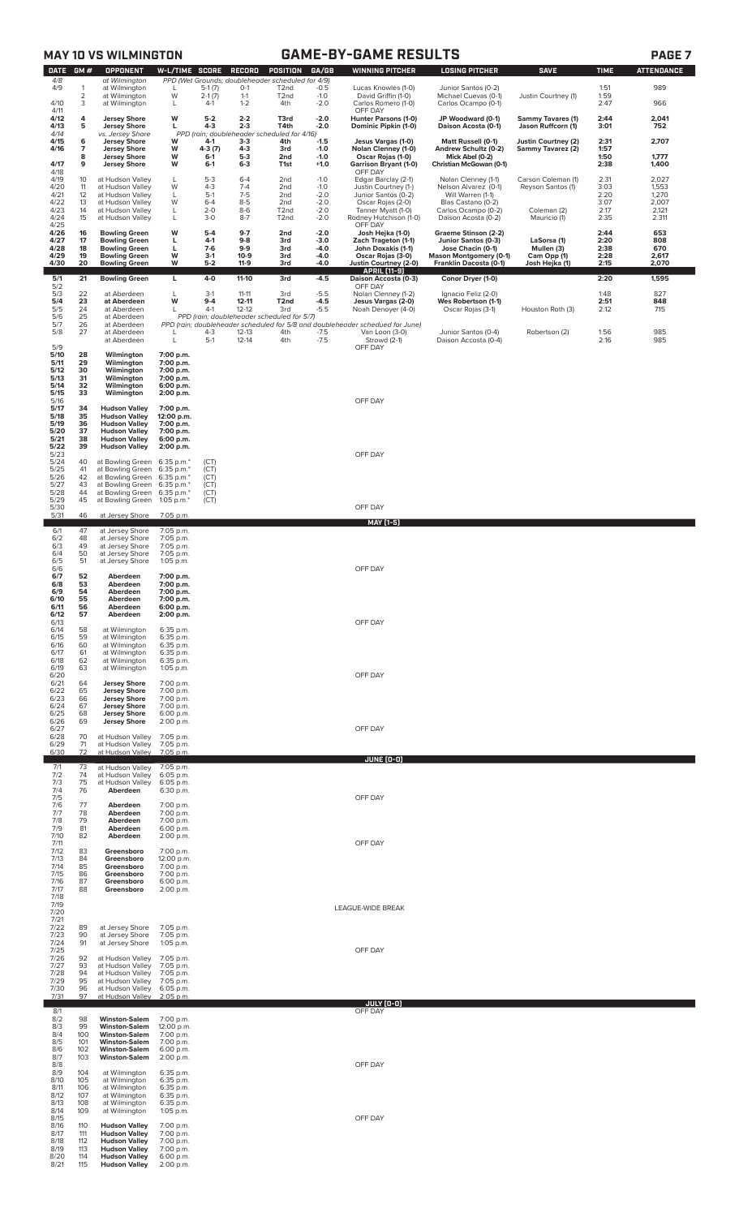## MAY 10 VS WILMINGTON — GAME-BY-GAME RESULTS

| DATE | GM # | OPPONENT | W-L/TIME | SCORE | RECORD | POSITION | GA/GB | WINNING PITCHER | LOSING PITCHER | SAVE | TIME | ATTENDANCE |
|---|---|---|---|---|---|---|---|---|---|---|---|---|
| 4/8 | | at Wilmington | PPD (Wet Grounds; doubleheader scheduled for 4/9) | | | | | | | | | |
| 4/9 | 1 | at Wilmington | L | 5-1 (7) | 0-1 | T2nd | -0.5 | Lucas Knowles (1-0) | Junior Santos (0-2) | | 1:51 | 989 |
| | 2 | at Wilmington | W | 2-1 (7) | 1-1 | T2nd | -1.0 | David Griffin (1-0) | Michael Cuevas (0-1) | Justin Courtney (1) | 1:59 | |
| 4/10 | 3 | at Wilmington | L | 4-1 | 1-2 | 4th | -2.0 | Carlos Romero (1-0) | Carlos Ocampo (0-1) | | 2:47 | 966 |
| 4/11 | | | | | | | | OFF DAY | | | | |
| **4/12** | **4** | **Jersey Shore** | **W** | **5-2** | **2-2** | **T3rd** | **-2.0** | **Hunter Parsons (1-0)** | **JP Woodward (0-1)** | **Sammy Tavares (1)** | **2:44** | **2,041** |
| **4/13** | **5** | **Jersey Shore** | **L** | **4-3** | **2-3** | **T4th** | **-2.0** | **Dominic Pipkin (1-0)** | **Daison Acosta (0-1)** | **Jason Ruffcorn (1)** | **3:01** | **752** |
| 4/14 | | vs. Jersey Shore | PPD (rain; doubleheader scheduled for 4/16) | | | | | | | | | |
| **4/15** | **6** | **Jersey Shore** | **W** | **4-1** | **3-3** | **4th** | **-1.5** | **Jesus Vargas (1-0)** | **Matt Russell (0-1)** | **Justin Courtney (2)** | **2:31** | **2,707** |
| **4/16** | **7** | **Jersey Shore** | **W** | **4-3 (7)** | **4-3** | **3rd** | **-1.0** | **Nolan Clenney (1-0)** | **Andrew Schultz (0-2)** | **Sammy Tavarez (2)** | **1:57** | |
| | **8** | **Jersey Shore** | **W** | **6-1** | **5-3** | **2nd** | **-1.0** | **Oscar Rojas (1-0)** | **Mick Abel (0-2)** | | **1:50** | **1,777** |
| **4/17** | **9** | **Jersey Shore** | **W** | **6-1** | **6-3** | **T1st** | **+1.0** | **Garrison Bryant (1-0)** | **Christian McGowan (0-1)** | | **2:38** | **1,400** |
| 4/18 | | | | | | | | OFF DAY | | | | |
| 4/19 | 10 | at Hudson Valley | L | 5-3 | 6-4 | 2nd | -1.0 | Edgar Barclay (2-1) | Nolan Clenney (1-1) | Carson Coleman (1) | 2:31 | 2,027 |
| 4/20 | 11 | at Hudson Valley | W | 4-3 | 7-4 | 2nd | -1.0 | Justin Courtney (1-) | Nelson Alvarez (0-1) | Reyson Santos (1) | 3:03 | 1,553 |
| 4/21 | 12 | at Hudson Valley | L | 5-1 | 7-5 | 2nd | -2.0 | Junior Santos (0-2) | Will Warren (1-1) | | 2:20 | 1,270 |
| 4/22 | 13 | at Hudson Valley | W | 6-4 | 8-5 | 2nd | -2.0 | Oscar Rojas (2-0) | Blas Castano (0-2) | | 3:07 | 2,007 |
| 4/23 | 14 | at Hudson Valley | L | 2-0 | 8-6 | T2nd | -2.0 | Tanner Myatt (1-0) | Carlos Ocampo (0-2) | Coleman (2) | 2:17 | 2,121 |
| 4/24 | 15 | at Hudson Valley | L | 3-0 | 8-7 | T2nd | -2.0 | Rodney Hutchison (1-0) | Daison Acosta (0-2) | Mauricio (1) | 2:35 | 2,311 |
| 4/25 | | | | | | | | OFF DAY | | | | |
| **4/26** | **16** | **Bowling Green** | **W** | **5-4** | **9-7** | **2nd** | **-2.0** | **Josh Hejka (1-0)** | **Graeme Stinson (2-2)** | | **2:44** | **653** |
| **4/27** | **17** | **Bowling Green** | **L** | **4-1** | **9-8** | **3rd** | **-3.0** | **Zach Trageton (1-1)** | **Junior Santos (0-3)** | **LaSorsa (1)** | **2:20** | **808** |
| **4/28** | **18** | **Bowling Green** | **L** | **7-6** | **9-9** | **3rd** | **-4.0** | **John Doxakis (1-1)** | **Jose Chacin (0-1)** | **Mullen (3)** | **2:38** | **670** |
| **4/29** | **19** | **Bowling Green** | **W** | **3-1** | **10-9** | **3rd** | **-4.0** | **Oscar Rojas (3-0)** | **Mason Montgomery (0-1)** | **Cam Opp (1)** | **2:28** | **2,617** |
| **4/30** | **20** | **Bowling Green** | **W** | **5-2** | **11-9** | **3rd** | **-4.0** | **Justin Courtney (2-0)** | **Franklin Dacosta (0-1)** | **Josh Hejka (1)** | **2:15** | **2,070** |
| | | | | | | | | **APRIL (11-9)** | | | | |
| **5/1** | **21** | **Bowling Green** | **L** | **4-0** | **11-10** | **3rd** | **-4.5** | **Daison Accosta (0-3)** | **Conor Dryer (1-0)** | | **2:20** | **1,595** |
| 5/2 | | | | | | | | OFF DAY | | | | |
| 5/3 | 22 | at Aberdeen | L | 3-1 | 11-11 | 3rd | -5.5 | Nolan Clenney (1-2) | Ignacio Feliz (2-0) | | 1:48 | 827 |
| **5/4** | **23** | **at Aberdeen** | **W** | **9-4** | **12-11** | **T2nd** | **-4.5** | **Jesus Vargas (2-0)** | **Wes Robertson (1-1)** | | **2:51** | **848** |
| 5/5 | 24 | at Aberdeen | L | 4-1 | 12-12 | 3rd | -5.5 | Noah Denoyer (4-0) | Oscar Rojas (3-1) | Houston Roth (3) | 2:12 | 715 |
| 5/6 | 25 | at Aberdeen | PPD (rain; doubleheader scheduled for 5/7) | | | | | | | | | |
| 5/7 | 26 | at Aberdeen | PPD (rain; doubleheader scheduled for 5/8 and doubleheader scheduled for June) | | | | | | | | | |
| 5/8 | 27 | at Aberdeen | L | 4-3 | 12-13 | 4th | -7.5 | Van Loon (3-0) | Junior Santos (0-4) | Robertson (2) | 1:56 | 985 |
| | | at Aberdeen | L | 5-1 | 12-14 | 4th | -7.5 | Strowd (2-1) | Daison Accosta (0-4) | | 2:16 | 985 |
| 5/9 | | | | | | | | OFF DAY | | | | |
| **5/10** | **28** | **Wilmington** | **7:00 p.m.** | | | | | | | | | |
| **5/11** | **29** | **Wilmington** | **7:00 p.m.** | | | | | | | | | |
| **5/12** | **30** | **Wilmington** | **7:00 p.m.** | | | | | | | | | |
| **5/13** | **31** | **Wilmington** | **7:00 p.m.** | | | | | | | | | |
| **5/14** | **32** | **Wilmington** | **6:00 p.m.** | | | | | | | | | |
| **5/15** | **33** | **Wilmington** | **2:00 p.m.** | | | | | | | | | |
| 5/16 | | | | | | | | OFF DAY | | | | |
| **5/17** | **34** | **Hudson Valley** | **7:00 p.m.** | | | | | | | | | |
| **5/18** | **35** | **Hudson Valley** | **12:00 p.m.** | | | | | | | | | |
| **5/19** | **36** | **Hudson Valley** | **7:00 p.m.** | | | | | | | | | |
| **5/20** | **37** | **Hudson Valley** | **7:00 p.m.** | | | | | | | | | |
| **5/21** | **38** | **Hudson Valley** | **6:00 p.m.** | | | | | | | | | |
| **5/22** | **39** | **Hudson Valley** | **2:00 p.m.** | | | | | | | | | |
| 5/23 | | | | | | | | OFF DAY | | | | |
| 5/24 | 40 | at Bowling Green | 6:35 p.m.* | (CT) | | | | | | | | |
| 5/25 | 41 | at Bowling Green | 6:35 p.m.* | (CT) | | | | | | | | |
| 5/26 | 42 | at Bowling Green | 6:35 p.m.* | (CT) | | | | | | | | |
| 5/27 | 43 | at Bowling Green | 6:35 p.m.* | (CT) | | | | | | | | |
| 5/28 | 44 | at Bowling Green | 6:35 p.m.* | (CT) | | | | | | | | |
| 5/29 | 45 | at Bowling Green | 1:05 p.m.* | (CT) | | | | | | | | |
| 5/30 | | | | | | | | OFF DAY | | | | |
| 5/31 | 46 | at Jersey Shore | 7:05 p.m. | | | | | | | | | |
| | | | | | | | | **MAY (1-5)** | | | | |
| 6/1 | 47 | at Jersey Shore | 7:05 p.m. | | | | | | | | | |
| 6/2 | 48 | at Jersey Shore | 7:05 p.m. | | | | | | | | | |
| 6/3 | 49 | at Jersey Shore | 7:05 p.m. | | | | | | | | | |
| 6/4 | 50 | at Jersey Shore | 7:05 p.m. | | | | | | | | | |
| 6/5 | 51 | at Jersey Shore | 1:05 p.m. | | | | | | | | | |
| 6/6 | | | | | | | | OFF DAY | | | | |
| **6/7** | **52** | **Aberdeen** | **7:00 p.m.** | | | | | | | | | |
| **6/8** | **53** | **Aberdeen** | **7:00 p.m.** | | | | | | | | | |
| **6/9** | **54** | **Aberdeen** | **7:00 p.m.** | | | | | | | | | |
| **6/10** | **55** | **Aberdeen** | **7:00 p.m.** | | | | | | | | | |
| **6/11** | **56** | **Aberdeen** | **6:00 p.m.** | | | | | | | | | |
| **6/12** | **57** | **Aberdeen** | **2:00 p.m.** | | | | | | | | | |
| 6/13 | | | | | | | | OFF DAY | | | | |
| 6/14 | 58 | at Wilmington | 6:35 p.m. | | | | | | | | | |
| 6/15 | 59 | at Wilmington | 6:35 p.m. | | | | | | | | | |
| 6/16 | 60 | at Wilmington | 6:35 p.m. | | | | | | | | | |
| 6/17 | 61 | at Wilmington | 6:35 p.m. | | | | | | | | | |
| 6/18 | 62 | at Wilmington | 6:35 p.m. | | | | | | | | | |
| 6/19 | 63 | at Wilmington | 1:05 p.m. | | | | | | | | | |
| 6/20 | | | | | | | | OFF DAY | | | | |
| 6/21 | 64 | **Jersey Shore** | 7:00 p.m. | | | | | | | | | |
| 6/22 | 65 | **Jersey Shore** | 7:00 p.m. | | | | | | | | | |
| 6/23 | 66 | **Jersey Shore** | 7:00 p.m. | | | | | | | | | |
| 6/24 | 67 | **Jersey Shore** | 7:00 p.m. | | | | | | | | | |
| 6/25 | 68 | **Jersey Shore** | 6:00 p.m. | | | | | | | | | |
| 6/26 | 69 | **Jersey Shore** | 2:00 p.m. | | | | | | | | | |
| 6/27 | | | | | | | | OFF DAY | | | | |
| 6/28 | 70 | at Hudson Valley | 7:05 p.m. | | | | | | | | | |
| 6/29 | 71 | at Hudson Valley | 7:05 p.m. | | | | | | | | | |
| 6/30 | 72 | at Hudson Valley | 7:05 p.m. | | | | | | | | | |
| | | | | | | | | **JUNE (0-0)** | | | | |
| 7/1 | 73 | at Hudson Valley | 7:05 p.m. | | | | | | | | | |
| 7/2 | 74 | at Hudson Valley | 6:05 p.m. | | | | | | | | | |
| 7/3 | 75 | at Hudson Valley | 6:05 p.m. | | | | | | | | | |
| 7/4 | 76 | **Aberdeen** | 6:30 p.m. | | | | | | | | | |
| 7/5 | | | | | | | | OFF DAY | | | | |
| 7/6 | 77 | **Aberdeen** | 7:00 p.m. | | | | | | | | | |
| 7/7 | 78 | **Aberdeen** | 7:00 p.m. | | | | | | | | | |
| 7/8 | 79 | **Aberdeen** | 7:00 p.m. | | | | | | | | | |
| 7/9 | 81 | **Aberdeen** | 6:00 p.m. | | | | | | | | | |
| 7/10 | 82 | **Aberdeen** | 2:00 p.m. | | | | | | | | | |
| 7/11 | | | | | | | | OFF DAY | | | | |
| 7/12 | 83 | **Greensboro** | 7:00 p.m. | | | | | | | | | |
| 7/13 | 84 | **Greensboro** | 12:00 p.m. | | | | | | | | | |
| 7/14 | 85 | **Greensboro** | 7:00 p.m. | | | | | | | | | |
| 7/15 | 86 | **Greensboro** | 7:00 p.m. | | | | | | | | | |
| 7/16 | 87 | **Greensboro** | 6:00 p.m. | | | | | | | | | |
| 7/17 | 88 | **Greensboro** | 2:00 p.m. | | | | | | | | | |
| 7/18 - 7/21 | | | | | | | | LEAGUE-WIDE BREAK | | | | |
| 7/22 | 89 | at Jersey Shore | 7:05 p.m. | | | | | | | | | |
| 7/23 | 90 | at Jersey Shore | 7:05 p.m. | | | | | | | | | |
| 7/24 | 91 | at Jersey Shore | 1:05 p.m. | | | | | | | | | |
| 7/25 | | | | | | | | OFF DAY | | | | |
| 7/26 | 92 | at Hudson Valley | 7:05 p.m. | | | | | | | | | |
| 7/27 | 93 | at Hudson Valley | 7:05 p.m. | | | | | | | | | |
| 7/28 | 94 | at Hudson Valley | 7:05 p.m. | | | | | | | | | |
| 7/29 | 95 | at Hudson Valley | 7:05 p.m. | | | | | | | | | |
| 7/30 | 96 | at Hudson Valley | 6:05 p.m. | | | | | | | | | |
| 7/31 | 97 | at Hudson Valley | 2:05 p.m. | | | | | | | | | |
| | | | | | | | | **JULY (0-0)** | | | | |
| 8/1 | | | | | | | | OFF DAY | | | | |
| 8/2 | 98 | **Winston-Salem** | 7:00 p.m. | | | | | | | | | |
| 8/3 | 99 | **Winston-Salem** | 12:00 p.m. | | | | | | | | | |
| 8/4 | 100 | **Winston-Salem** | 7:00 p.m. | | | | | | | | | |
| 8/5 | 101 | **Winston-Salem** | 7:00 p.m. | | | | | | | | | |
| 8/6 | 102 | **Winston-Salem** | 6:00 p.m. | | | | | | | | | |
| 8/7 | 103 | **Winston-Salem** | 2:00 p.m. | | | | | | | | | |
| 8/8 | | | | | | | | OFF DAY | | | | |
| 8/9 | 104 | at Wilmington | 6:35 p.m. | | | | | | | | | |
| 8/10 | 105 | at Wilmington | 6:35 p.m. | | | | | | | | | |
| 8/11 | 106 | at Wilmington | 6:35 p.m. | | | | | | | | | |
| 8/12 | 107 | at Wilmington | 6:35 p.m. | | | | | | | | | |
| 8/13 | 108 | at Wilmington | 6:35 p.m. | | | | | | | | | |
| 8/14 | 109 | at Wilmington | 1:05 p.m. | | | | | | | | | |
| 8/15 | | | | | | | | OFF DAY | | | | |
| 8/16 | 110 | **Hudson Valley** | 7:00 p.m. | | | | | | | | | |
| 8/17 | 111 | **Hudson Valley** | 7:00 p.m. | | | | | | | | | |
| 8/18 | 112 | **Hudson Valley** | 7:00 p.m. | | | | | | | | | |
| 8/19 | 113 | **Hudson Valley** | 7:00 p.m. | | | | | | | | | |
| 8/20 | 114 | **Hudson Valley** | 6:00 p.m. | | | | | | | | | |
| 8/21 | 115 | **Hudson Valley** | 2:00 p.m. | | | | | | | | | |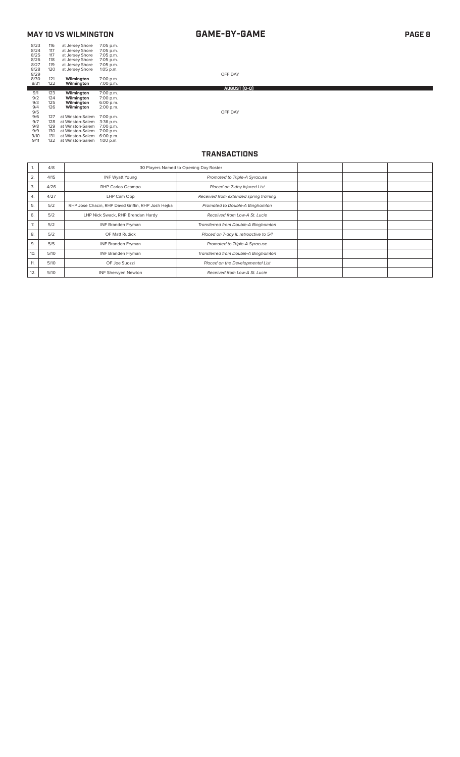## MAY 10 VS WILMINGTON

## GAME-BY-GAME

| | | | |
|---|---|---|---|
| 8/23 | 116 | at Jersey Shore | 7:05 p.m. |
| 8/24 | 117 | at Jersey Shore | 7:05 p.m. |
| 8/25 | 117 | at Jersey Shore | 7:05 p.m. |
| 8/26 | 118 | at Jersey Shore | 7:05 p.m. |
| 8/27 | 119 | at Jersey Shore | 7:05 p.m. |
| 8/28 | 120 | at Jersey Shore | 1:05 p.m. |
| 8/29 | | OFF DAY | |
| 8/30 | 121 | **Wilmington** | 7:00 p.m. |
| 8/31 | 122 | **Wilmington** | 7:00 p.m. |

**AUGUST (0-0)**

| | | | |
|---|---|---|---|
| 9/1 | 123 | **Wilmington** | 7:00 p.m. |
| 9/2 | 124 | **Wilmington** | 7:00 p.m. |
| 9/3 | 125 | **Wilmington** | 6:00 p.m. |
| 9/4 | 126 | **Wilmington** | 2:00 p.m. |
| 9/5 | | OFF DAY | |
| 9/6 | 127 | at Winston-Salem | 7:00 p.m. |
| 9/7 | 128 | at Winston-Salem | 3:36 p.m. |
| 9/8 | 129 | at Winston-Salem | 7:00 p.m. |
| 9/9 | 130 | at Winston-Salem | 7:00 p.m. |
| 9/10 | 131 | at Winston-Salem | 6:00 p.m. |
| 9/11 | 132 | at Winston-Salem | 1:00 p.m. |

## TRANSACTIONS

| | | | | | | |
|---|---|---|---|---|---|---|
| 1. | 4/8 | 30 Players Named to Opening Day Roster | | | | |
| 2. | 4/15 | INF Wyatt Young | *Promoted to Triple-A Syracuse* | | | |
| 3. | 4/26 | RHP Carlos Ocampo | *Placed on 7-day Injured List* | | | |
| 4. | 4/27 | LHP Cam Opp | *Received from extended spring training* | | | |
| 5. | 5/2 | RHP Jose Chacin, RHP David Griffin, RHP Josh Hejka | *Promoted to Double-A Binghamton* | | | |
| 6. | 5/2 | LHP Nick Swack, RHP Brendan Hardy | *Received from Low-A St. Lucie* | | | |
| 7. | 5/2 | INF Branden Fryman | *Transferred from Double-A Binghamton* | | | |
| 8. | 5/2 | OF Matt Rudick | *Placed on 7-day IL retroactive to 5/1* | | | |
| 9. | 5/5 | INF Branden Fryman | *Promoted to Triple-A Syracuse* | | | |
| 10. | 5/10 | INF Branden Fryman | *Transferred from Double-A Binghamton* | | | |
| 11. | 5/10 | OF Joe Suozzi | *Placed on the Developmental List* | | | |
| 12. | 5/10 | INF Shervyen Newton | *Received from Low-A St. Lucie* | | | |